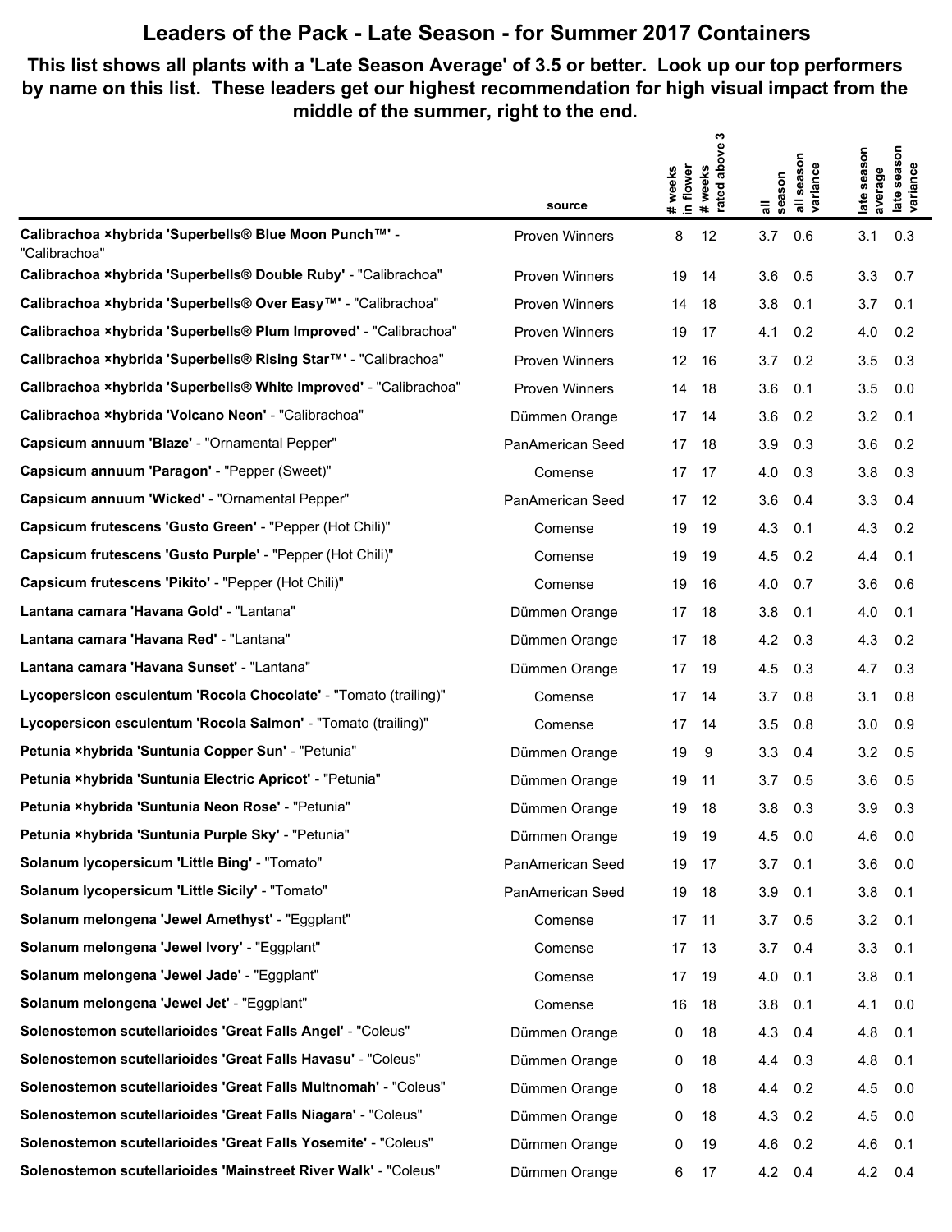# Leaders of the Pack - Late Season - for Summer 2017 Containers

**This list shows all plants with a 'Late Season Average' of 3.5 or better. Look up our top performers by name on this list. These leaders get our highest recommendation for high visual impact from the middle of the summer, right to the end.**

| | source | # weeks in flower | # weeks rated above 3 | all season | all season variance | late season average | late season variance |
|---|---|---|---|---|---|---|---|
| **Calibrachoa ×hybrida 'Superbells® Blue Moon Punch™'** - "Calibrachoa" | Proven Winners | 8 | 12 | 3.7 | 0.6 | 3.1 | 0.3 |
| **Calibrachoa ×hybrida 'Superbells® Double Ruby'** - "Calibrachoa" | Proven Winners | 19 | 14 | 3.6 | 0.5 | 3.3 | 0.7 |
| **Calibrachoa ×hybrida 'Superbells® Over Easy™'** - "Calibrachoa" | Proven Winners | 14 | 18 | 3.8 | 0.1 | 3.7 | 0.1 |
| **Calibrachoa ×hybrida 'Superbells® Plum Improved'** - "Calibrachoa" | Proven Winners | 19 | 17 | 4.1 | 0.2 | 4.0 | 0.2 |
| **Calibrachoa ×hybrida 'Superbells® Rising Star™'** - "Calibrachoa" | Proven Winners | 12 | 16 | 3.7 | 0.2 | 3.5 | 0.3 |
| **Calibrachoa ×hybrida 'Superbells® White Improved'** - "Calibrachoa" | Proven Winners | 14 | 18 | 3.6 | 0.1 | 3.5 | 0.0 |
| **Calibrachoa ×hybrida 'Volcano Neon'** - "Calibrachoa" | Dümmen Orange | 17 | 14 | 3.6 | 0.2 | 3.2 | 0.1 |
| **Capsicum annuum 'Blaze'** - "Ornamental Pepper" | PanAmerican Seed | 17 | 18 | 3.9 | 0.3 | 3.6 | 0.2 |
| **Capsicum annuum 'Paragon'** - "Pepper (Sweet)" | Comense | 17 | 17 | 4.0 | 0.3 | 3.8 | 0.3 |
| **Capsicum annuum 'Wicked'** - "Ornamental Pepper" | PanAmerican Seed | 17 | 12 | 3.6 | 0.4 | 3.3 | 0.4 |
| **Capsicum frutescens 'Gusto Green'** - "Pepper (Hot Chili)" | Comense | 19 | 19 | 4.3 | 0.1 | 4.3 | 0.2 |
| **Capsicum frutescens 'Gusto Purple'** - "Pepper (Hot Chili)" | Comense | 19 | 19 | 4.5 | 0.2 | 4.4 | 0.1 |
| **Capsicum frutescens 'Pikito'** - "Pepper (Hot Chili)" | Comense | 19 | 16 | 4.0 | 0.7 | 3.6 | 0.6 |
| **Lantana camara 'Havana Gold'** - "Lantana" | Dümmen Orange | 17 | 18 | 3.8 | 0.1 | 4.0 | 0.1 |
| **Lantana camara 'Havana Red'** - "Lantana" | Dümmen Orange | 17 | 18 | 4.2 | 0.3 | 4.3 | 0.2 |
| **Lantana camara 'Havana Sunset'** - "Lantana" | Dümmen Orange | 17 | 19 | 4.5 | 0.3 | 4.7 | 0.3 |
| **Lycopersicon esculentum 'Rocola Chocolate'** - "Tomato (trailing)" | Comense | 17 | 14 | 3.7 | 0.8 | 3.1 | 0.8 |
| **Lycopersicon esculentum 'Rocola Salmon'** - "Tomato (trailing)" | Comense | 17 | 14 | 3.5 | 0.8 | 3.0 | 0.9 |
| **Petunia ×hybrida 'Suntunia Copper Sun'** - "Petunia" | Dümmen Orange | 19 | 9 | 3.3 | 0.4 | 3.2 | 0.5 |
| **Petunia ×hybrida 'Suntunia Electric Apricot'** - "Petunia" | Dümmen Orange | 19 | 11 | 3.7 | 0.5 | 3.6 | 0.5 |
| **Petunia ×hybrida 'Suntunia Neon Rose'** - "Petunia" | Dümmen Orange | 19 | 18 | 3.8 | 0.3 | 3.9 | 0.3 |
| **Petunia ×hybrida 'Suntunia Purple Sky'** - "Petunia" | Dümmen Orange | 19 | 19 | 4.5 | 0.0 | 4.6 | 0.0 |
| **Solanum lycopersicum 'Little Bing'** - "Tomato" | PanAmerican Seed | 19 | 17 | 3.7 | 0.1 | 3.6 | 0.0 |
| **Solanum lycopersicum 'Little Sicily'** - "Tomato" | PanAmerican Seed | 19 | 18 | 3.9 | 0.1 | 3.8 | 0.1 |
| **Solanum melongena 'Jewel Amethyst'** - "Eggplant" | Comense | 17 | 11 | 3.7 | 0.5 | 3.2 | 0.1 |
| **Solanum melongena 'Jewel Ivory'** - "Eggplant" | Comense | 17 | 13 | 3.7 | 0.4 | 3.3 | 0.1 |
| **Solanum melongena 'Jewel Jade'** - "Eggplant" | Comense | 17 | 19 | 4.0 | 0.1 | 3.8 | 0.1 |
| **Solanum melongena 'Jewel Jet'** - "Eggplant" | Comense | 16 | 18 | 3.8 | 0.1 | 4.1 | 0.0 |
| **Solenostemon scutellarioides 'Great Falls Angel'** - "Coleus" | Dümmen Orange | 0 | 18 | 4.3 | 0.4 | 4.8 | 0.1 |
| **Solenostemon scutellarioides 'Great Falls Havasu'** - "Coleus" | Dümmen Orange | 0 | 18 | 4.4 | 0.3 | 4.8 | 0.1 |
| **Solenostemon scutellarioides 'Great Falls Multnomah'** - "Coleus" | Dümmen Orange | 0 | 18 | 4.4 | 0.2 | 4.5 | 0.0 |
| **Solenostemon scutellarioides 'Great Falls Niagara'** - "Coleus" | Dümmen Orange | 0 | 18 | 4.3 | 0.2 | 4.5 | 0.0 |
| **Solenostemon scutellarioides 'Great Falls Yosemite'** - "Coleus" | Dümmen Orange | 0 | 19 | 4.6 | 0.2 | 4.6 | 0.1 |
| **Solenostemon scutellarioides 'Mainstreet River Walk'** - "Coleus" | Dümmen Orange | 6 | 17 | 4.2 | 0.4 | 4.2 | 0.4 |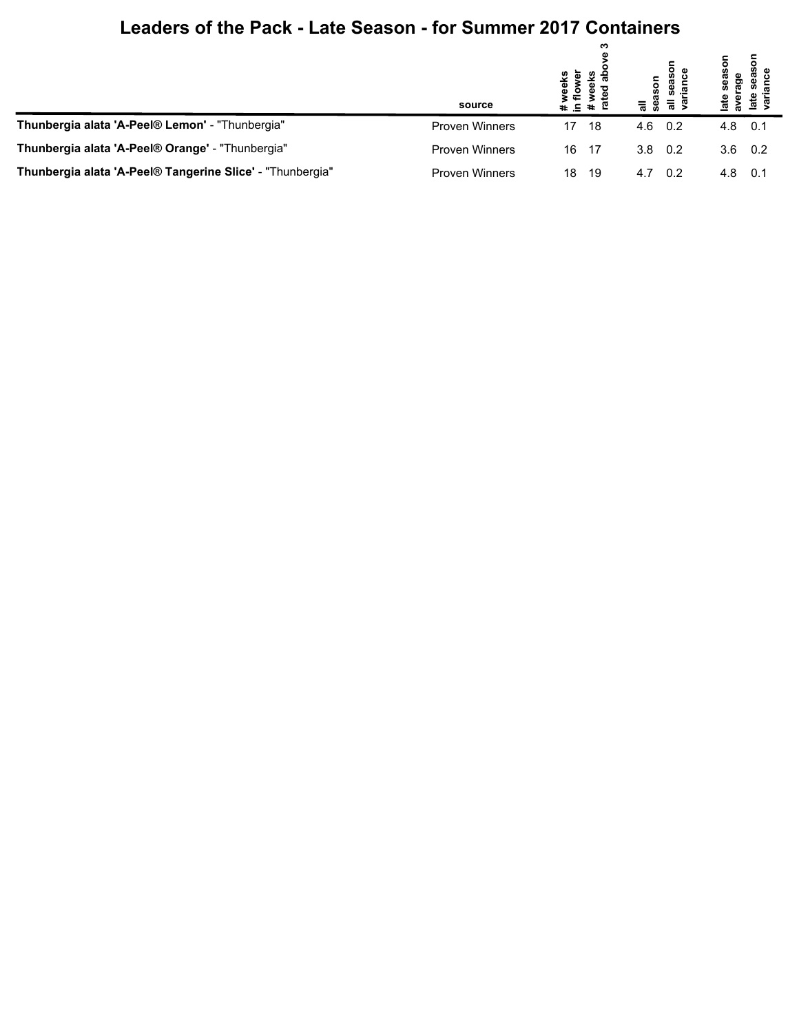# Leaders of the Pack - Late Season - for Summer 2017 Containers

| | source | # weeks in flower | # weeks rated above 3 | all season | all season variance | late season average | late season variance |
|---|---|---|---|---|---|---|---|
| **Thunbergia alata 'A-Peel® Lemon'** - "Thunbergia" | Proven Winners | 17 | 18 | 4.6 | 0.2 | 4.8 | 0.1 |
| **Thunbergia alata 'A-Peel® Orange'** - "Thunbergia" | Proven Winners | 16 | 17 | 3.8 | 0.2 | 3.6 | 0.2 |
| **Thunbergia alata 'A-Peel® Tangerine Slice'** - "Thunbergia" | Proven Winners | 18 | 19 | 4.7 | 0.2 | 4.8 | 0.1 |